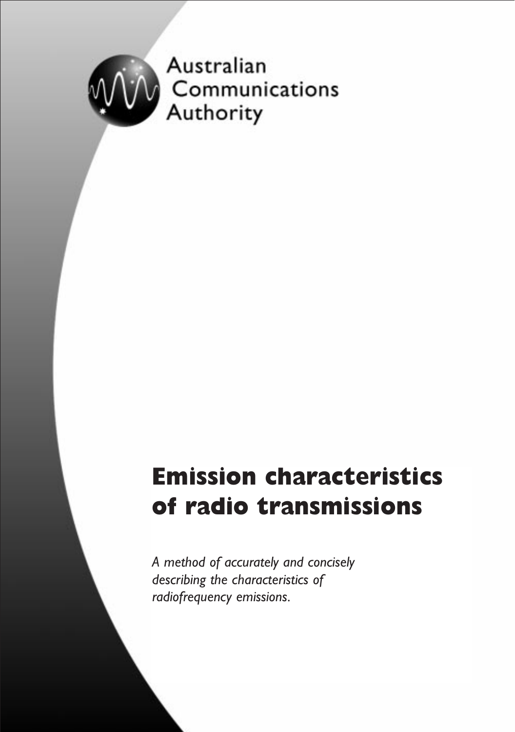Australian Communications Authority

# Emission characteristics of radio transmissions

*A method of accurately and concisely describing the characteristics of radiofrequency emissions.*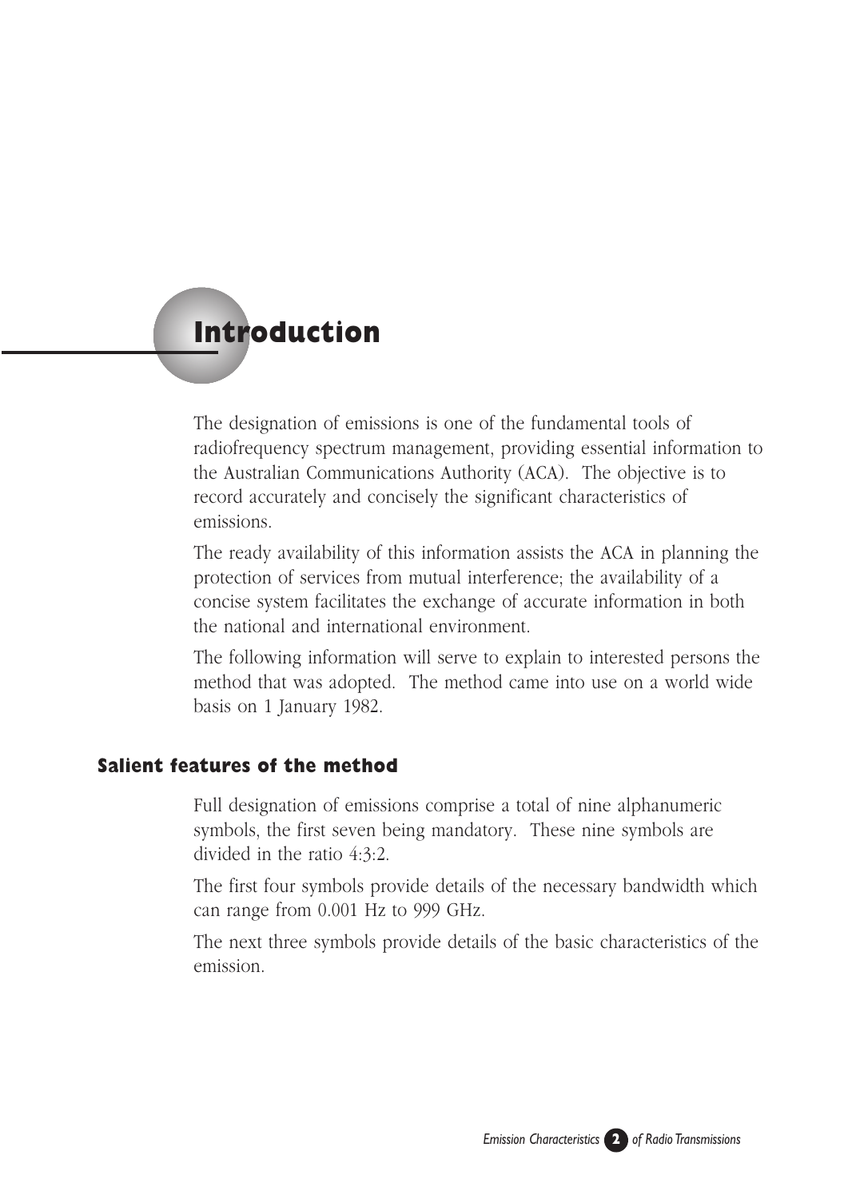# Introduction

The designation of emissions is one of the fundamental tools of radiofrequency spectrum management, providing essential information to the Australian Communications Authority (ACA). The objective is to record accurately and concisely the significant characteristics of emissions.

The ready availability of this information assists the ACA in planning the protection of services from mutual interference; the availability of a concise system facilitates the exchange of accurate information in both the national and international environment.

The following information will serve to explain to interested persons the method that was adopted. The method came into use on a world wide basis on 1 January 1982.

## Salient features of the method

Full designation of emissions comprise a total of nine alphanumeric symbols, the first seven being mandatory. These nine symbols are divided in the ratio 4:3:2.

The first four symbols provide details of the necessary bandwidth which can range from 0.001 Hz to 999 GHz.

The next three symbols provide details of the basic characteristics of the emission.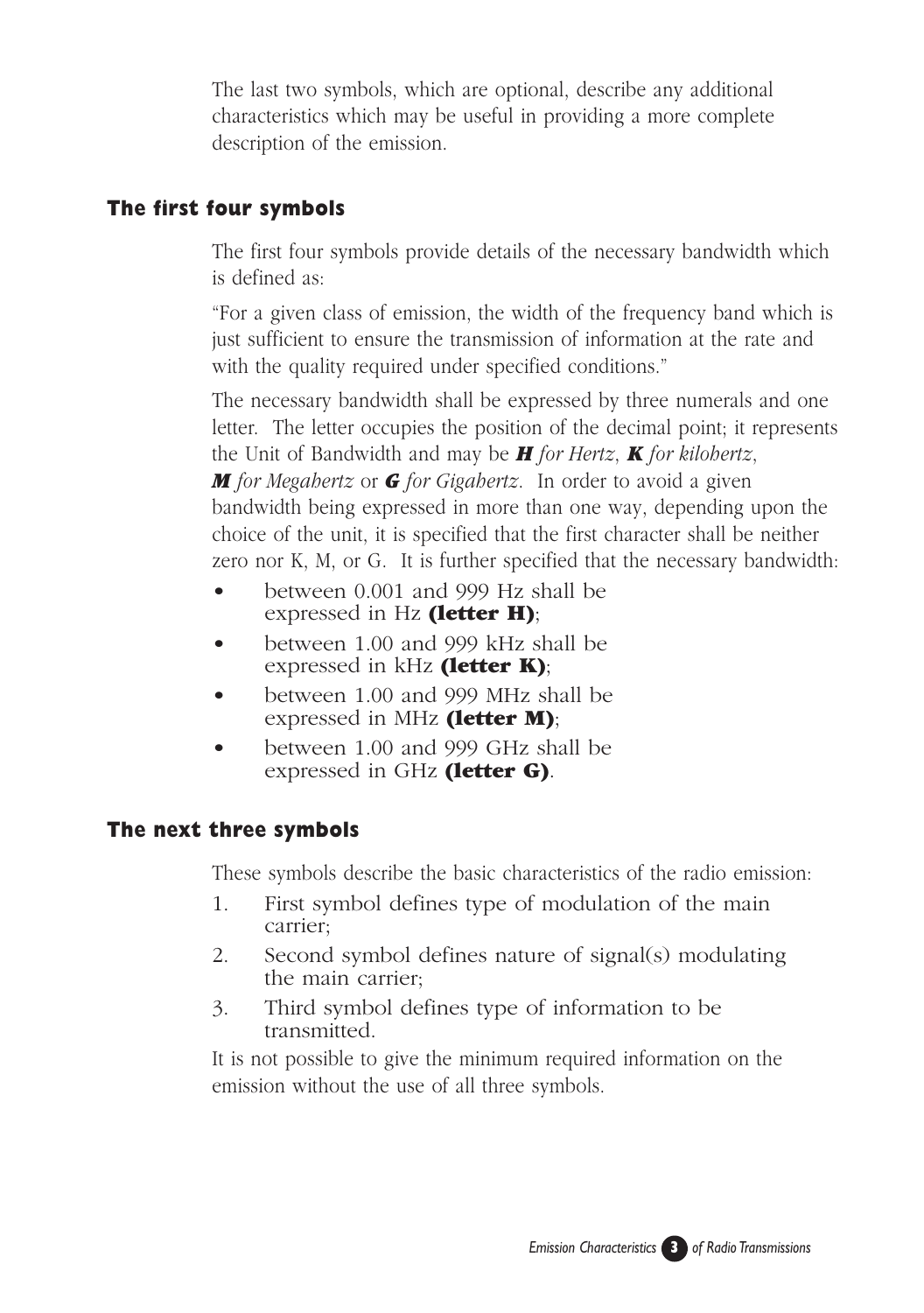The last two symbols, which are optional, describe any additional characteristics which may be useful in providing a more complete description of the emission.

## The first four symbols

The first four symbols provide details of the necessary bandwidth which is defined as:

"For a given class of emission, the width of the frequency band which is just sufficient to ensure the transmission of information at the rate and with the quality required under specified conditions."

The necessary bandwidth shall be expressed by three numerals and one letter. The letter occupies the position of the decimal point; it represents the Unit of Bandwidth and may be ***H*** *for Hertz*, ***K*** *for kilohertz*, ***M*** *for Megahertz* or ***G*** *for Gigahertz*. In order to avoid a given bandwidth being expressed in more than one way, depending upon the choice of the unit, it is specified that the first character shall be neither zero nor K, M, or G. It is further specified that the necessary bandwidth:

- between 0.001 and 999 Hz shall be expressed in Hz **(letter H)**;
- between 1.00 and 999 kHz shall be expressed in kHz **(letter K)**;
- between 1.00 and 999 MHz shall be expressed in MHz **(letter M)**;
- between 1.00 and 999 GHz shall be expressed in GHz **(letter G)**.

## The next three symbols

These symbols describe the basic characteristics of the radio emission:

1. First symbol defines type of modulation of the main carrier;
2. Second symbol defines nature of signal(s) modulating the main carrier;
3. Third symbol defines type of information to be transmitted.

It is not possible to give the minimum required information on the emission without the use of all three symbols.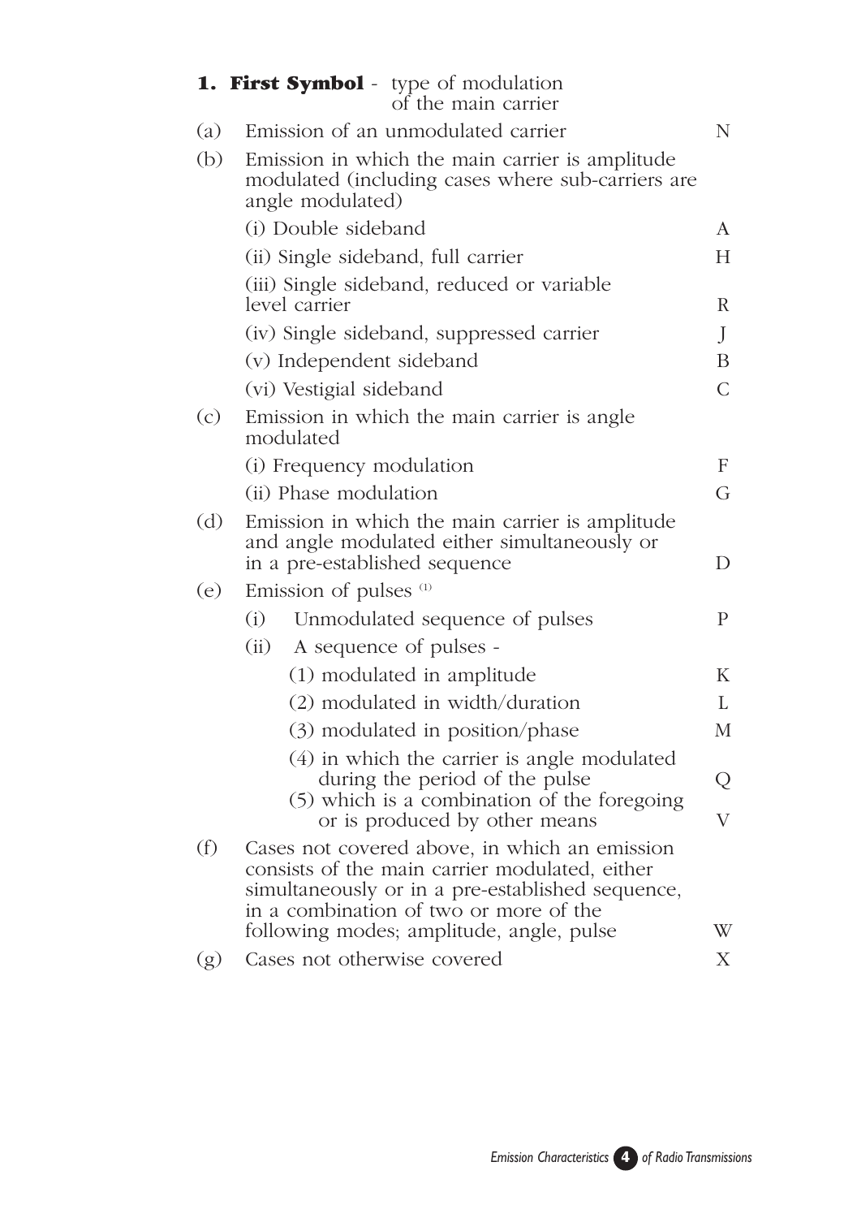## 1. First Symbol - type of modulation of the main carrier

| | | |
|---|---|---|
| (a) | Emission of an unmodulated carrier | N |
| (b) | Emission in which the main carrier is amplitude modulated (including cases where sub-carriers are angle modulated) | |
| | (i) Double sideband | A |
| | (ii) Single sideband, full carrier | H |
| | (iii) Single sideband, reduced or variable level carrier | R |
| | (iv) Single sideband, suppressed carrier | J |
| | (v) Independent sideband | B |
| | (vi) Vestigial sideband | C |
| (c) | Emission in which the main carrier is angle modulated | |
| | (i) Frequency modulation | F |
| | (ii) Phase modulation | G |
| (d) | Emission in which the main carrier is amplitude and angle modulated either simultaneously or in a pre-established sequence | D |
| (e) | Emission of pulses [1] | |
| | (i) Unmodulated sequence of pulses | P |
| | (ii) A sequence of pulses - | |
| | (1) modulated in amplitude | K |
| | (2) modulated in width/duration | L |
| | (3) modulated in position/phase | M |
| | (4) in which the carrier is angle modulated during the period of the pulse | Q |
| | (5) which is a combination of the foregoing or is produced by other means | V |
| (f) | Cases not covered above, in which an emission consists of the main carrier modulated, either simultaneously or in a pre-established sequence, in a combination of two or more of the following modes; amplitude, angle, pulse | W |
| (g) | Cases not otherwise covered | X |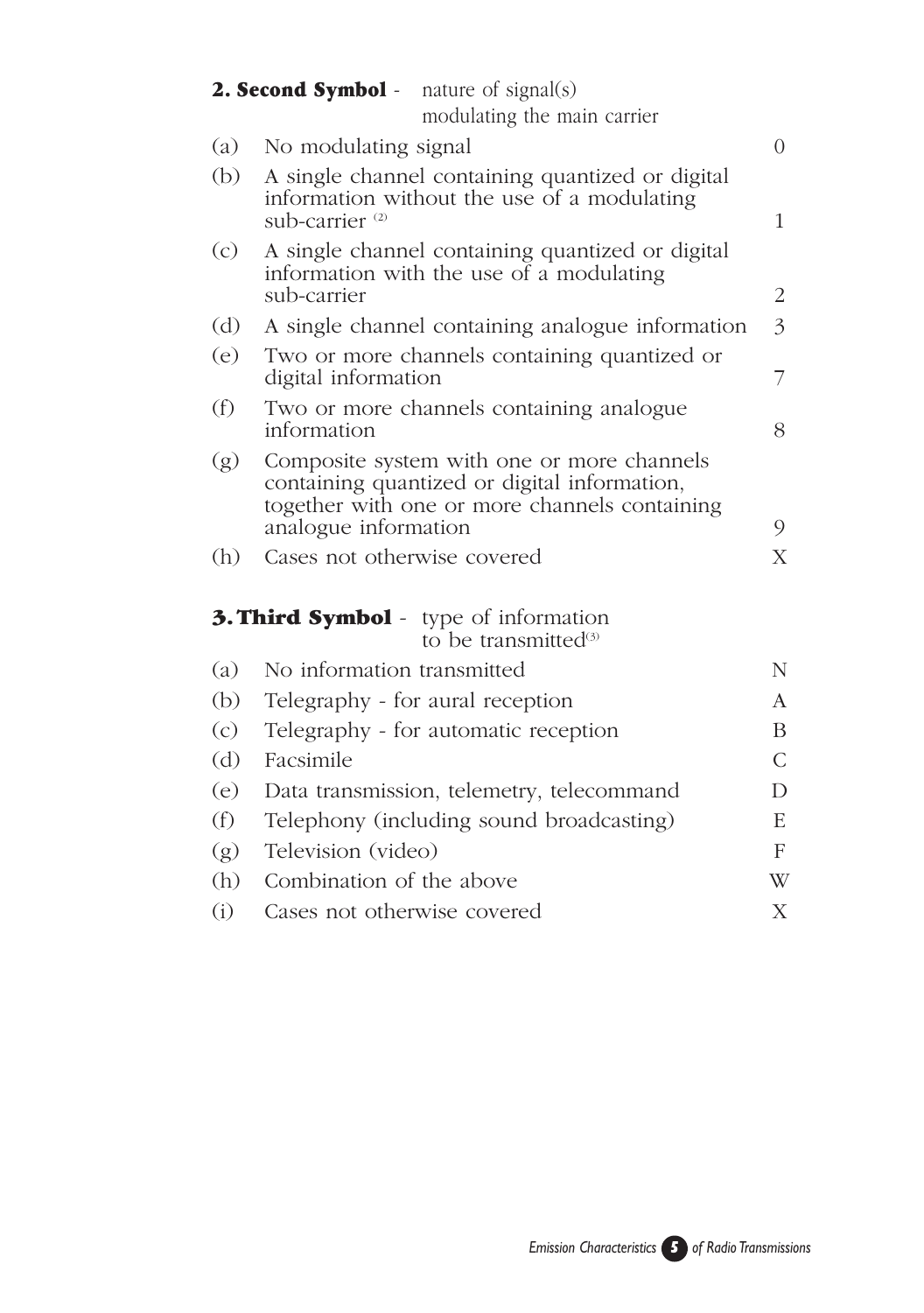**2. Second Symbol** - nature of signal(s) modulating the main carrier

| | | |
|---|---|---|
| (a) | No modulating signal | 0 |
| (b) | A single channel containing quantized or digital information without the use of a modulating sub-carrier [2] | 1 |
| (c) | A single channel containing quantized or digital information with the use of a modulating sub-carrier | 2 |
| (d) | A single channel containing analogue information | 3 |
| (e) | Two or more channels containing quantized or digital information | 7 |
| (f) | Two or more channels containing analogue information | 8 |
| (g) | Composite system with one or more channels containing quantized or digital information, together with one or more channels containing analogue information | 9 |
| (h) | Cases not otherwise covered | X |

**3. Third Symbol** - type of information to be transmitted[3]

| | | |
|---|---|---|
| (a) | No information transmitted | N |
| (b) | Telegraphy - for aural reception | A |
| (c) | Telegraphy - for automatic reception | B |
| (d) | Facsimile | C |
| (e) | Data transmission, telemetry, telecommand | D |
| (f) | Telephony (including sound broadcasting) | E |
| (g) | Television (video) | F |
| (h) | Combination of the above | W |
| (i) | Cases not otherwise covered | X |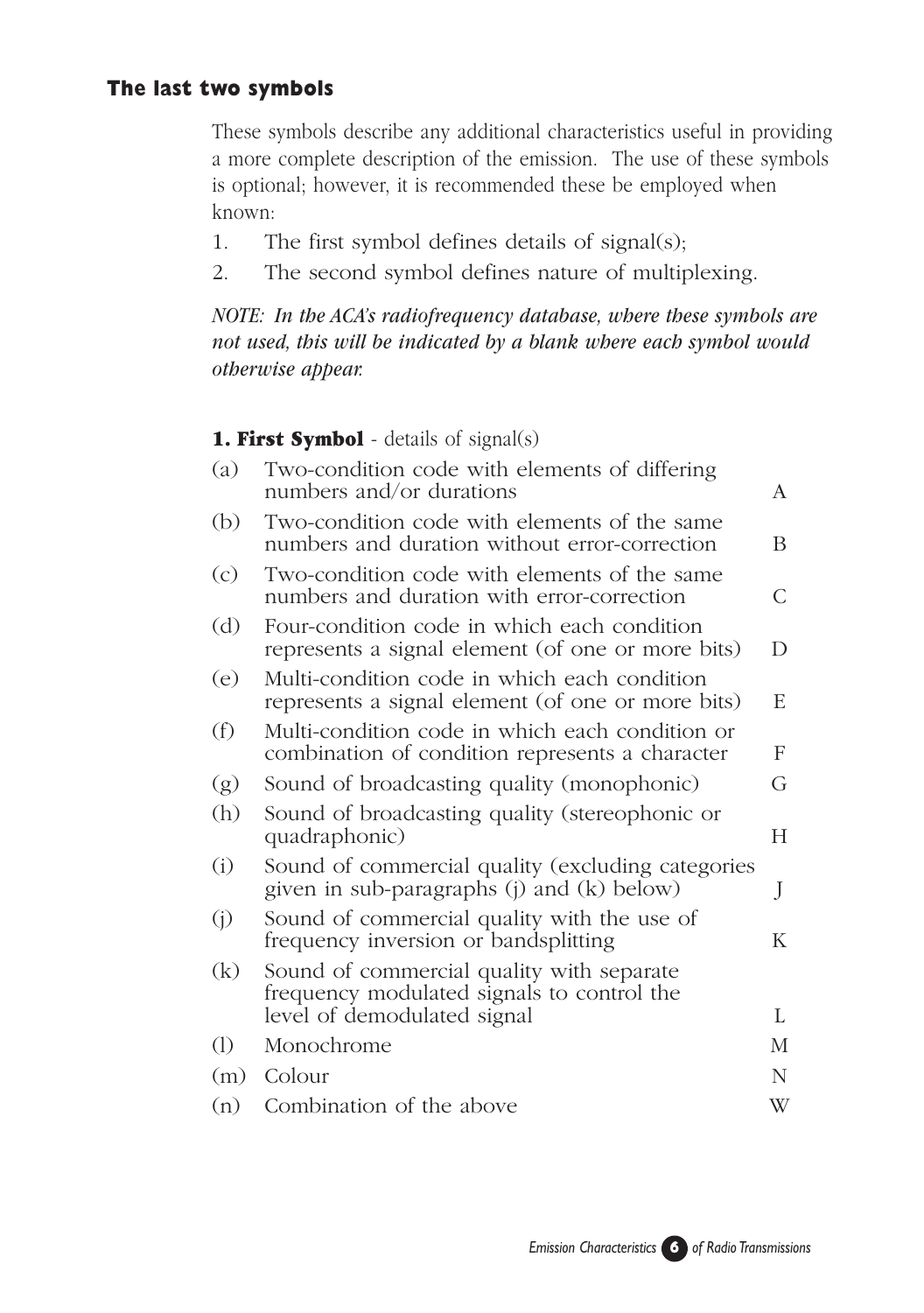## The last two symbols

These symbols describe any additional characteristics useful in providing a more complete description of the emission. The use of these symbols is optional; however, it is recommended these be employed when known:

1. The first symbol defines details of signal(s);
2. The second symbol defines nature of multiplexing.

*NOTE: In the ACA's radiofrequency database, where these symbols are not used, this will be indicated by a blank where each symbol would otherwise appear.*

### **1. First Symbol** - details of signal(s)

| | | |
|---|---|---|
| (a) | Two-condition code with elements of differing numbers and/or durations | A |
| (b) | Two-condition code with elements of the same numbers and duration without error-correction | B |
| (c) | Two-condition code with elements of the same numbers and duration with error-correction | C |
| (d) | Four-condition code in which each condition represents a signal element (of one or more bits) | D |
| (e) | Multi-condition code in which each condition represents a signal element (of one or more bits) | E |
| (f) | Multi-condition code in which each condition or combination of condition represents a character | F |
| (g) | Sound of broadcasting quality (monophonic) | G |
| (h) | Sound of broadcasting quality (stereophonic or quadraphonic) | H |
| (i) | Sound of commercial quality (excluding categories given in sub-paragraphs (j) and (k) below) | J |
| (j) | Sound of commercial quality with the use of frequency inversion or bandsplitting | K |
| (k) | Sound of commercial quality with separate frequency modulated signals to control the level of demodulated signal | L |
| (l) | Monochrome | M |
| (m) | Colour | N |
| (n) | Combination of the above | W |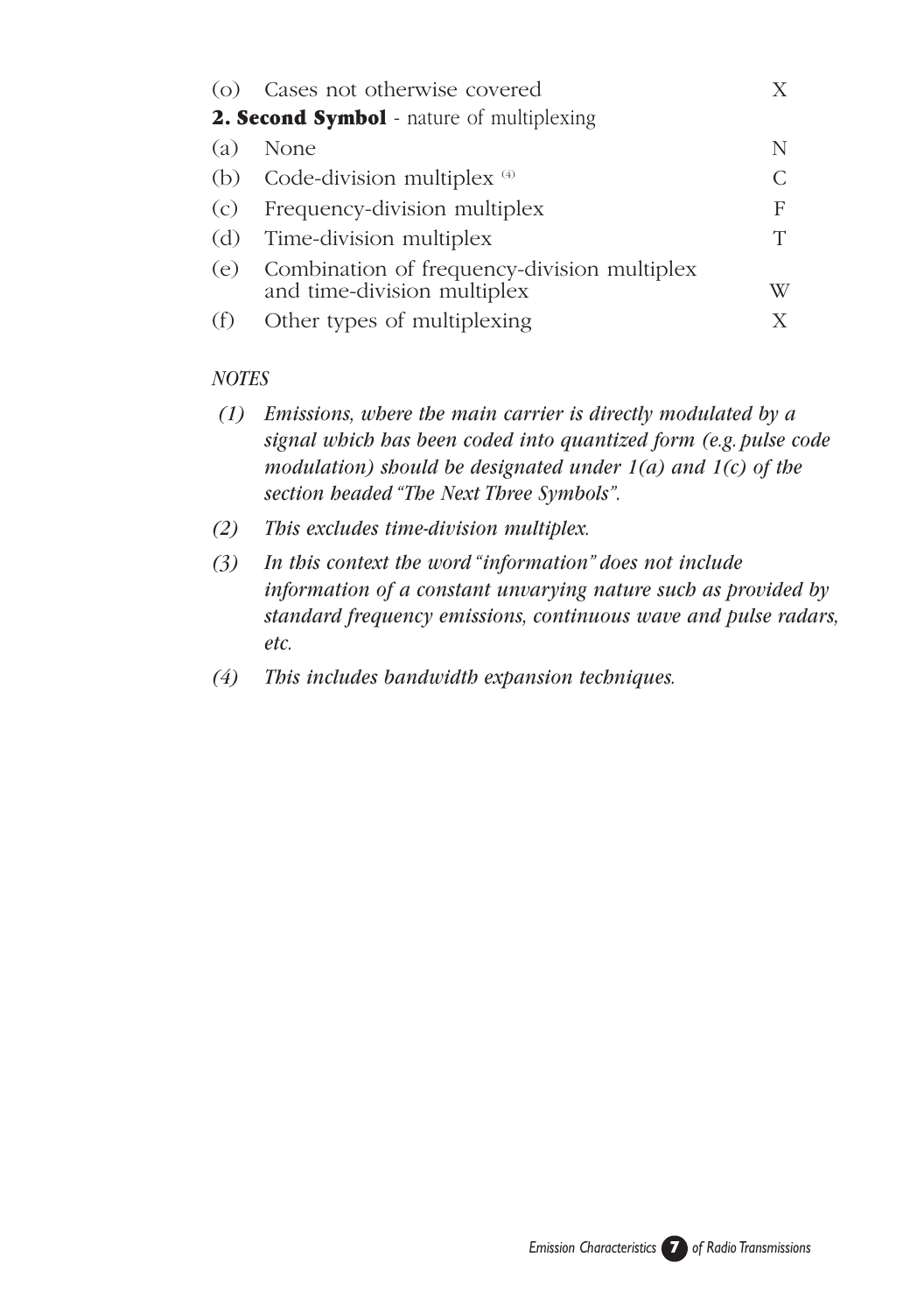| | | |
|---|---|---|
| (o) | Cases not otherwise covered | X |

**2. Second Symbol** - nature of multiplexing

| | | |
|---|---|---|
| (a) | None | N |
| (b) | Code-division multiplex [(4)] | C |
| (c) | Frequency-division multiplex | F |
| (d) | Time-division multiplex | T |
| (e) | Combination of frequency-division multiplex and time-division multiplex | W |
| (f) | Other types of multiplexing | X |

*NOTES*

*(1) Emissions, where the main carrier is directly modulated by a signal which has been coded into quantized form (e.g. pulse code modulation) should be designated under 1(a) and 1(c) of the section headed "The Next Three Symbols".*

*(2) This excludes time-division multiplex.*

*(3) In this context the word "information" does not include information of a constant unvarying nature such as provided by standard frequency emissions, continuous wave and pulse radars, etc.*

*(4) This includes bandwidth expansion techniques.*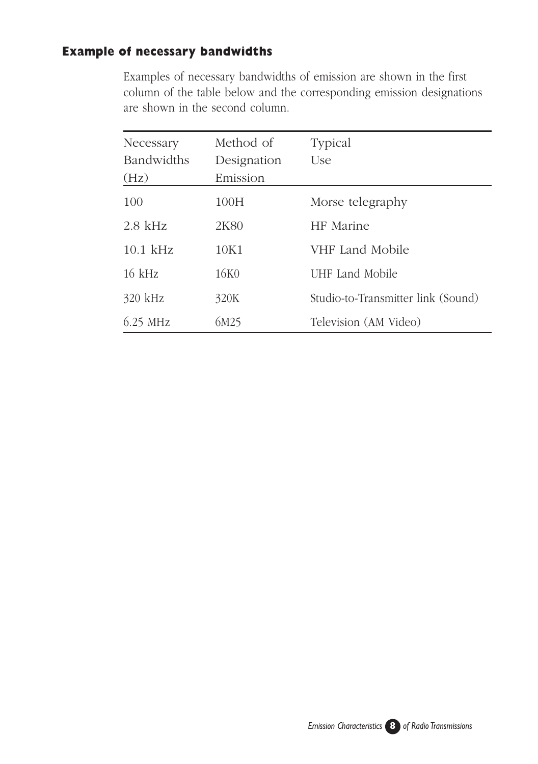### Example of necessary bandwidths

Examples of necessary bandwidths of emission are shown in the first column of the table below and the corresponding emission designations are shown in the second column.

| Necessary Bandwidths (Hz) | Method of Designation Emission | Typical Use |
|---|---|---|
| 100 | 100H | Morse telegraphy |
| 2.8 kHz | 2K80 | HF Marine |
| 10.1 kHz | 10K1 | VHF Land Mobile |
| 16 kHz | 16K0 | UHF Land Mobile |
| 320 kHz | 320K | Studio-to-Transmitter link (Sound) |
| 6.25 MHz | 6M25 | Television (AM Video) |